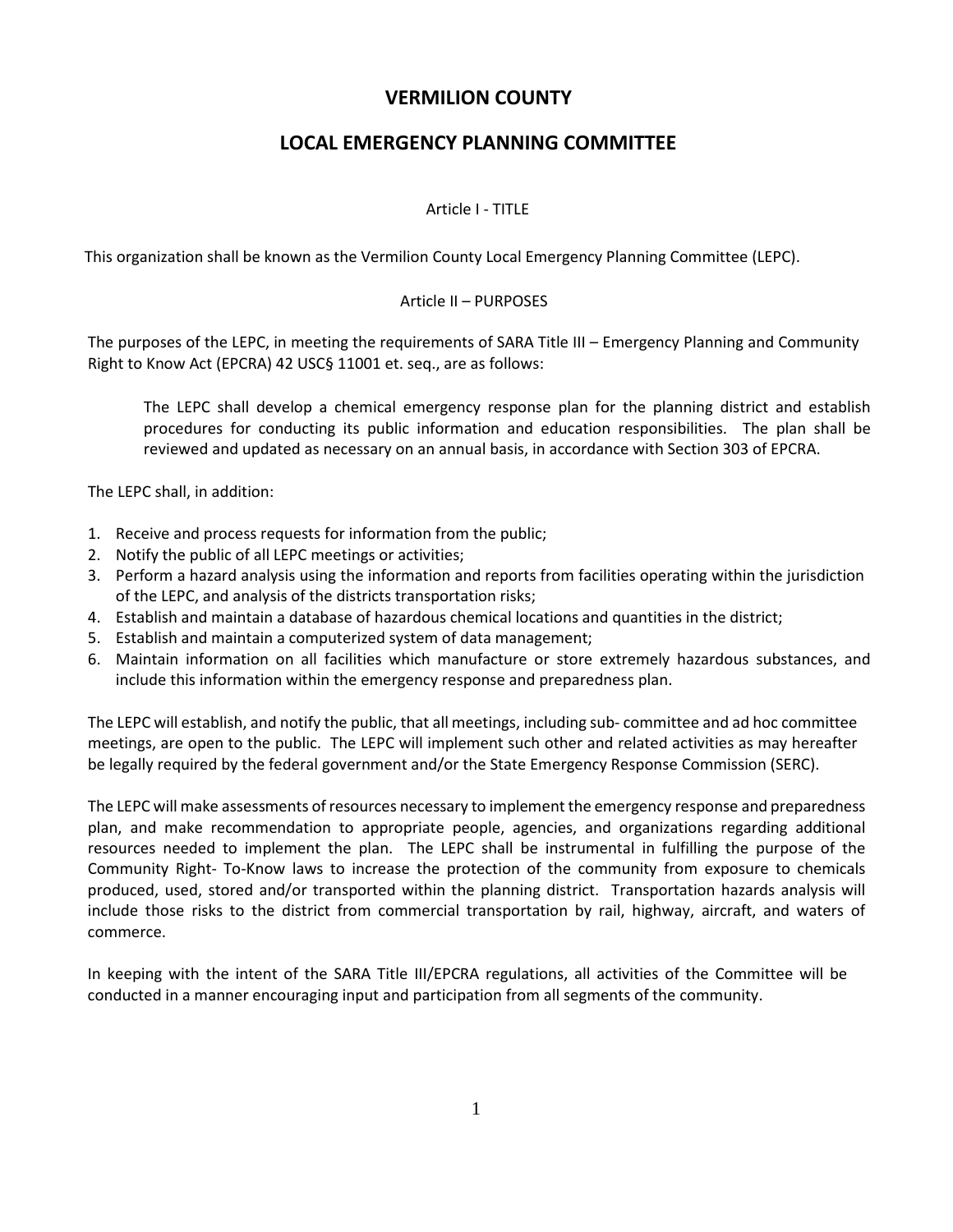# VERMILION COUNTY

# LOCAL EMERGENCY PLANNING COMMITTEE

## Article I - TITLE

This organization shall be known as the Vermilion County Local Emergency Planning Committee (LEPC).

## Article II – PURPOSES

The purposes of the LEPC, in meeting the requirements of SARA Title III – Emergency Planning and Community Right to Know Act (EPCRA) 42 USC§ 11001 et. seq., are as follows:

> The LEPC shall develop a chemical emergency response plan for the planning district and establish procedures for conducting its public information and education responsibilities. The plan shall be reviewed and updated as necessary on an annual basis, in accordance with Section 303 of EPCRA.

The LEPC shall, in addition:

1. Receive and process requests for information from the public;
2. Notify the public of all LEPC meetings or activities;
3. Perform a hazard analysis using the information and reports from facilities operating within the jurisdiction of the LEPC, and analysis of the districts transportation risks;
4. Establish and maintain a database of hazardous chemical locations and quantities in the district;
5. Establish and maintain a computerized system of data management;
6. Maintain information on all facilities which manufacture or store extremely hazardous substances, and include this information within the emergency response and preparedness plan.

The LEPC will establish, and notify the public, that all meetings, including sub- committee and ad hoc committee meetings, are open to the public. The LEPC will implement such other and related activities as may hereafter be legally required by the federal government and/or the State Emergency Response Commission (SERC).

The LEPC will make assessments of resources necessary to implement the emergency response and preparedness plan, and make recommendation to appropriate people, agencies, and organizations regarding additional resources needed to implement the plan. The LEPC shall be instrumental in fulfilling the purpose of the Community Right- To-Know laws to increase the protection of the community from exposure to chemicals produced, used, stored and/or transported within the planning district. Transportation hazards analysis will include those risks to the district from commercial transportation by rail, highway, aircraft, and waters of commerce.

In keeping with the intent of the SARA Title III/EPCRA regulations, all activities of the Committee will be conducted in a manner encouraging input and participation from all segments of the community.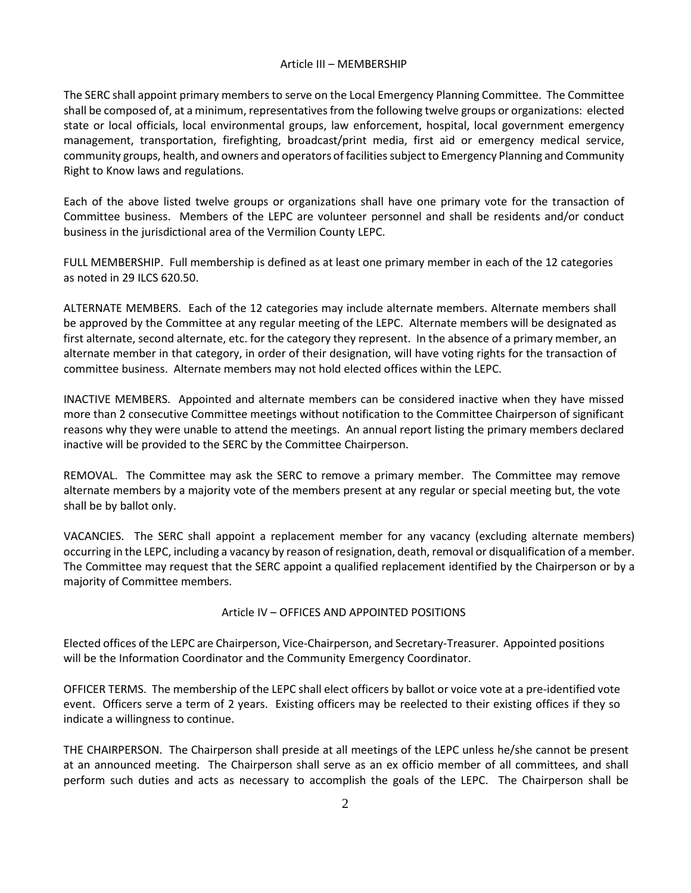## Article III – MEMBERSHIP

The SERC shall appoint primary members to serve on the Local Emergency Planning Committee. The Committee shall be composed of, at a minimum, representatives from the following twelve groups or organizations: elected state or local officials, local environmental groups, law enforcement, hospital, local government emergency management, transportation, firefighting, broadcast/print media, first aid or emergency medical service, community groups, health, and owners and operators of facilities subject to Emergency Planning and Community Right to Know laws and regulations.

Each of the above listed twelve groups or organizations shall have one primary vote for the transaction of Committee business. Members of the LEPC are volunteer personnel and shall be residents and/or conduct business in the jurisdictional area of the Vermilion County LEPC.

FULL MEMBERSHIP. Full membership is defined as at least one primary member in each of the 12 categories as noted in 29 ILCS 620.50.

ALTERNATE MEMBERS. Each of the 12 categories may include alternate members. Alternate members shall be approved by the Committee at any regular meeting of the LEPC. Alternate members will be designated as first alternate, second alternate, etc. for the category they represent. In the absence of a primary member, an alternate member in that category, in order of their designation, will have voting rights for the transaction of committee business. Alternate members may not hold elected offices within the LEPC.

INACTIVE MEMBERS. Appointed and alternate members can be considered inactive when they have missed more than 2 consecutive Committee meetings without notification to the Committee Chairperson of significant reasons why they were unable to attend the meetings. An annual report listing the primary members declared inactive will be provided to the SERC by the Committee Chairperson.

REMOVAL. The Committee may ask the SERC to remove a primary member. The Committee may remove alternate members by a majority vote of the members present at any regular or special meeting but, the vote shall be by ballot only.

VACANCIES. The SERC shall appoint a replacement member for any vacancy (excluding alternate members) occurring in the LEPC, including a vacancy by reason of resignation, death, removal or disqualification of a member. The Committee may request that the SERC appoint a qualified replacement identified by the Chairperson or by a majority of Committee members.

## Article IV – OFFICES AND APPOINTED POSITIONS

Elected offices of the LEPC are Chairperson, Vice-Chairperson, and Secretary-Treasurer. Appointed positions will be the Information Coordinator and the Community Emergency Coordinator.

OFFICER TERMS. The membership of the LEPC shall elect officers by ballot or voice vote at a pre-identified vote event. Officers serve a term of 2 years. Existing officers may be reelected to their existing offices if they so indicate a willingness to continue.

THE CHAIRPERSON. The Chairperson shall preside at all meetings of the LEPC unless he/she cannot be present at an announced meeting. The Chairperson shall serve as an ex officio member of all committees, and shall perform such duties and acts as necessary to accomplish the goals of the LEPC. The Chairperson shall be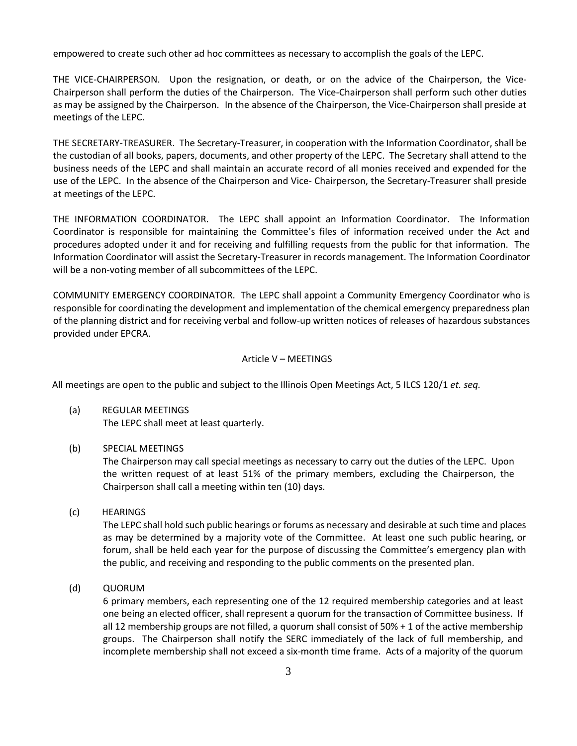empowered to create such other ad hoc committees as necessary to accomplish the goals of the LEPC.

THE VICE-CHAIRPERSON. Upon the resignation, or death, or on the advice of the Chairperson, the Vice-Chairperson shall perform the duties of the Chairperson. The Vice-Chairperson shall perform such other duties as may be assigned by the Chairperson. In the absence of the Chairperson, the Vice-Chairperson shall preside at meetings of the LEPC.

THE SECRETARY-TREASURER. The Secretary-Treasurer, in cooperation with the Information Coordinator, shall be the custodian of all books, papers, documents, and other property of the LEPC. The Secretary shall attend to the business needs of the LEPC and shall maintain an accurate record of all monies received and expended for the use of the LEPC. In the absence of the Chairperson and Vice- Chairperson, the Secretary-Treasurer shall preside at meetings of the LEPC.

THE INFORMATION COORDINATOR. The LEPC shall appoint an Information Coordinator. The Information Coordinator is responsible for maintaining the Committee's files of information received under the Act and procedures adopted under it and for receiving and fulfilling requests from the public for that information. The Information Coordinator will assist the Secretary-Treasurer in records management. The Information Coordinator will be a non-voting member of all subcommittees of the LEPC.

COMMUNITY EMERGENCY COORDINATOR. The LEPC shall appoint a Community Emergency Coordinator who is responsible for coordinating the development and implementation of the chemical emergency preparedness plan of the planning district and for receiving verbal and follow-up written notices of releases of hazardous substances provided under EPCRA.

## Article V – MEETINGS

All meetings are open to the public and subject to the Illinois Open Meetings Act, 5 ILCS 120/1 *et. seq.*

(a) REGULAR MEETINGS
The LEPC shall meet at least quarterly.

(b) SPECIAL MEETINGS
The Chairperson may call special meetings as necessary to carry out the duties of the LEPC. Upon the written request of at least 51% of the primary members, excluding the Chairperson, the Chairperson shall call a meeting within ten (10) days.

(c) HEARINGS
The LEPC shall hold such public hearings or forums as necessary and desirable at such time and places as may be determined by a majority vote of the Committee. At least one such public hearing, or forum, shall be held each year for the purpose of discussing the Committee's emergency plan with the public, and receiving and responding to the public comments on the presented plan.

(d) QUORUM
6 primary members, each representing one of the 12 required membership categories and at least one being an elected officer, shall represent a quorum for the transaction of Committee business. If all 12 membership groups are not filled, a quorum shall consist of 50% + 1 of the active membership groups. The Chairperson shall notify the SERC immediately of the lack of full membership, and incomplete membership shall not exceed a six-month time frame. Acts of a majority of the quorum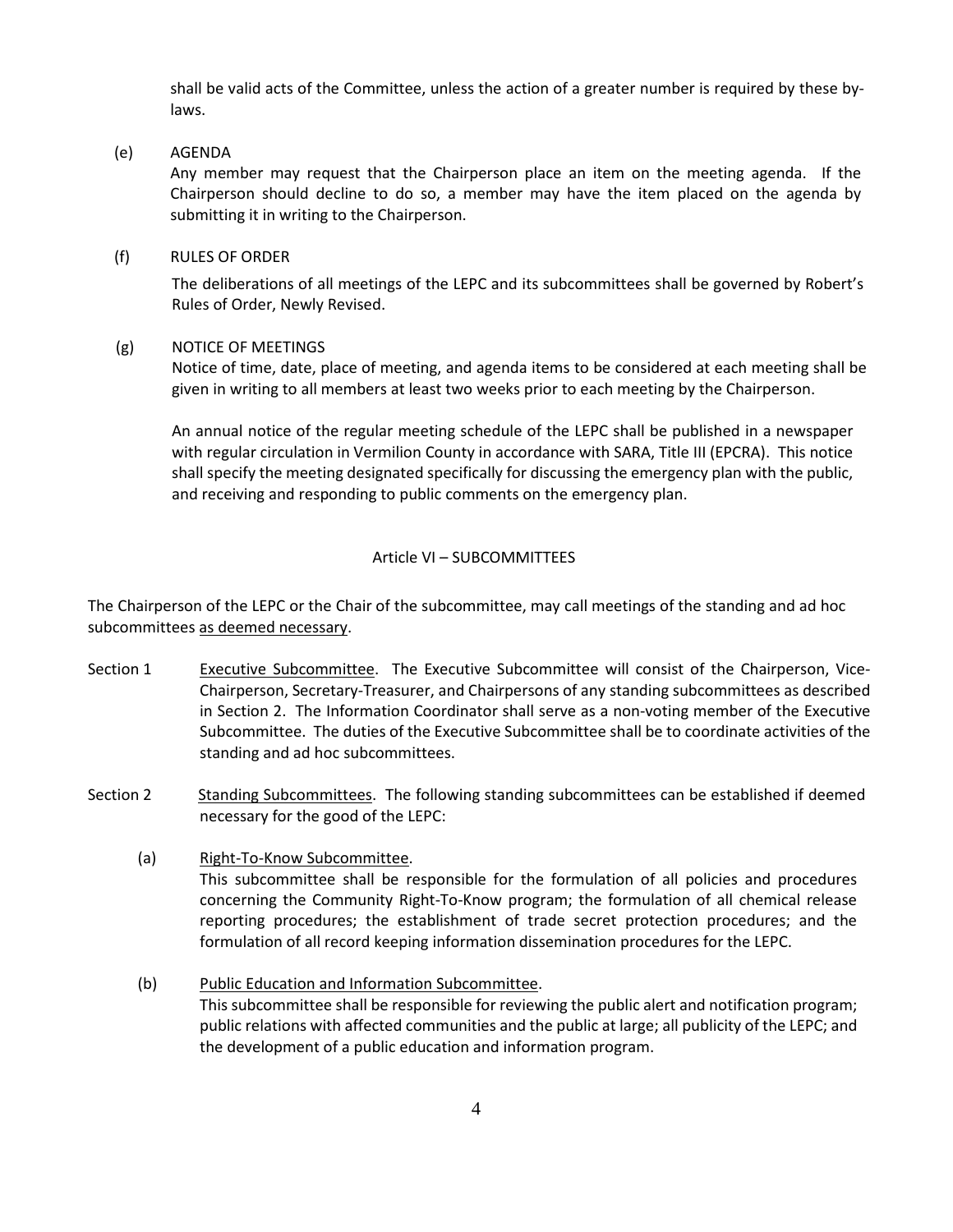shall be valid acts of the Committee, unless the action of a greater number is required by these by-laws.

(e) AGENDA

Any member may request that the Chairperson place an item on the meeting agenda. If the Chairperson should decline to do so, a member may have the item placed on the agenda by submitting it in writing to the Chairperson.

(f) RULES OF ORDER

The deliberations of all meetings of the LEPC and its subcommittees shall be governed by Robert's Rules of Order, Newly Revised.

(g) NOTICE OF MEETINGS

Notice of time, date, place of meeting, and agenda items to be considered at each meeting shall be given in writing to all members at least two weeks prior to each meeting by the Chairperson.

An annual notice of the regular meeting schedule of the LEPC shall be published in a newspaper with regular circulation in Vermilion County in accordance with SARA, Title III (EPCRA). This notice shall specify the meeting designated specifically for discussing the emergency plan with the public, and receiving and responding to public comments on the emergency plan.

## Article VI – SUBCOMMITTEES

The Chairperson of the LEPC or the Chair of the subcommittee, may call meetings of the standing and ad hoc subcommittees as deemed necessary.

Section 1 Executive Subcommittee. The Executive Subcommittee will consist of the Chairperson, Vice-Chairperson, Secretary-Treasurer, and Chairpersons of any standing subcommittees as described in Section 2. The Information Coordinator shall serve as a non-voting member of the Executive Subcommittee. The duties of the Executive Subcommittee shall be to coordinate activities of the standing and ad hoc subcommittees.

Section 2 Standing Subcommittees. The following standing subcommittees can be established if deemed necessary for the good of the LEPC:

(a) Right-To-Know Subcommittee.

This subcommittee shall be responsible for the formulation of all policies and procedures concerning the Community Right-To-Know program; the formulation of all chemical release reporting procedures; the establishment of trade secret protection procedures; and the formulation of all record keeping information dissemination procedures for the LEPC.

(b) Public Education and Information Subcommittee.

This subcommittee shall be responsible for reviewing the public alert and notification program; public relations with affected communities and the public at large; all publicity of the LEPC; and the development of a public education and information program.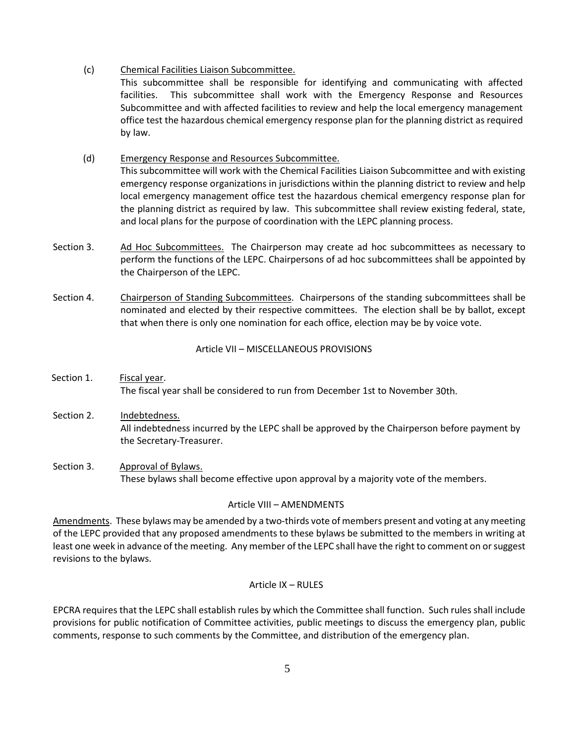(c) Chemical Facilities Liaison Subcommittee.
This subcommittee shall be responsible for identifying and communicating with affected facilities. This subcommittee shall work with the Emergency Response and Resources Subcommittee and with affected facilities to review and help the local emergency management office test the hazardous chemical emergency response plan for the planning district as required by law.

(d) Emergency Response and Resources Subcommittee.
This subcommittee will work with the Chemical Facilities Liaison Subcommittee and with existing emergency response organizations in jurisdictions within the planning district to review and help local emergency management office test the hazardous chemical emergency response plan for the planning district as required by law. This subcommittee shall review existing federal, state, and local plans for the purpose of coordination with the LEPC planning process.

Section 3. Ad Hoc Subcommittees. The Chairperson may create ad hoc subcommittees as necessary to perform the functions of the LEPC. Chairpersons of ad hoc subcommittees shall be appointed by the Chairperson of the LEPC.

Section 4. Chairperson of Standing Subcommittees. Chairpersons of the standing subcommittees shall be nominated and elected by their respective committees. The election shall be by ballot, except that when there is only one nomination for each office, election may be by voice vote.

## Article VII – MISCELLANEOUS PROVISIONS

Section 1. Fiscal year.
The fiscal year shall be considered to run from December 1st to November 30th.

Section 2. Indebtedness.
All indebtedness incurred by the LEPC shall be approved by the Chairperson before payment by the Secretary-Treasurer.

Section 3. Approval of Bylaws.
These bylaws shall become effective upon approval by a majority vote of the members.

## Article VIII – AMENDMENTS

Amendments. These bylaws may be amended by a two-thirds vote of members present and voting at any meeting of the LEPC provided that any proposed amendments to these bylaws be submitted to the members in writing at least one week in advance of the meeting. Any member of the LEPC shall have the right to comment on or suggest revisions to the bylaws.

## Article IX – RULES

EPCRA requires that the LEPC shall establish rules by which the Committee shall function. Such rules shall include provisions for public notification of Committee activities, public meetings to discuss the emergency plan, public comments, response to such comments by the Committee, and distribution of the emergency plan.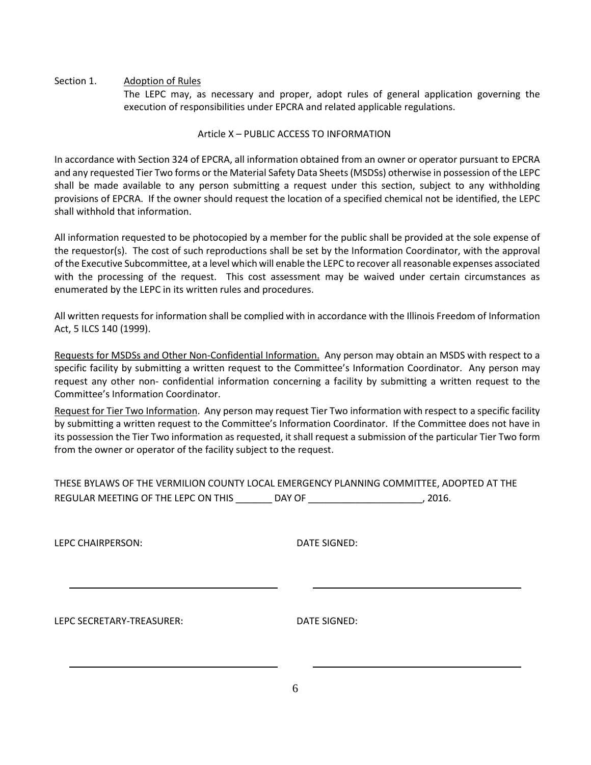Section 1. Adoption of Rules

The LEPC may, as necessary and proper, adopt rules of general application governing the execution of responsibilities under EPCRA and related applicable regulations.

## Article X – PUBLIC ACCESS TO INFORMATION

In accordance with Section 324 of EPCRA, all information obtained from an owner or operator pursuant to EPCRA and any requested Tier Two forms or the Material Safety Data Sheets (MSDSs) otherwise in possession of the LEPC shall be made available to any person submitting a request under this section, subject to any withholding provisions of EPCRA. If the owner should request the location of a specified chemical not be identified, the LEPC shall withhold that information.

All information requested to be photocopied by a member for the public shall be provided at the sole expense of the requestor(s). The cost of such reproductions shall be set by the Information Coordinator, with the approval of the Executive Subcommittee, at a level which will enable the LEPC to recover all reasonable expenses associated with the processing of the request. This cost assessment may be waived under certain circumstances as enumerated by the LEPC in its written rules and procedures.

All written requests for information shall be complied with in accordance with the Illinois Freedom of Information Act, 5 ILCS 140 (1999).

Requests for MSDSs and Other Non-Confidential Information. Any person may obtain an MSDS with respect to a specific facility by submitting a written request to the Committee's Information Coordinator. Any person may request any other non- confidential information concerning a facility by submitting a written request to the Committee's Information Coordinator.

Request for Tier Two Information. Any person may request Tier Two information with respect to a specific facility by submitting a written request to the Committee's Information Coordinator. If the Committee does not have in its possession the Tier Two information as requested, it shall request a submission of the particular Tier Two form from the owner or operator of the facility subject to the request.

THESE BYLAWS OF THE VERMILION COUNTY LOCAL EMERGENCY PLANNING COMMITTEE, ADOPTED AT THE REGULAR MEETING OF THE LEPC ON THIS _______ DAY OF ______________________, 2016.

LEPC CHAIRPERSON: DATE SIGNED:

_______________________________ _______________________________

LEPC SECRETARY-TREASURER: DATE SIGNED:

_______________________________ _______________________________